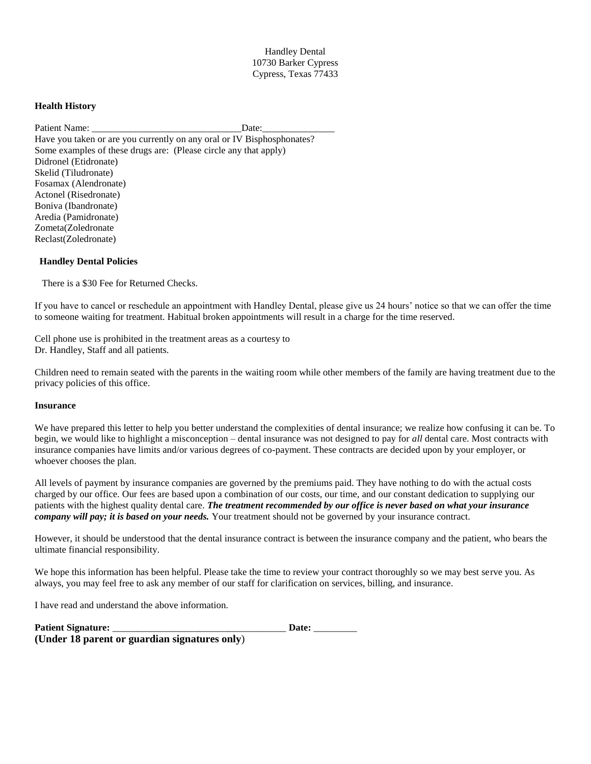Handley Dental
10730 Barker Cypress
Cypress, Texas 77433

**Health History**

Patient Name: ______________________________Date:_______________

Have you taken or are you currently on any oral or IV Bisphosphonates?

Some examples of these drugs are: (Please circle any that apply)

Didronel (Etidronate)
Skelid (Tiludronate)
Fosamax (Alendronate)
Actonel (Risedronate)
Boniva (Ibandronate)
Aredia (Pamidronate)
Zometa(Zoledronate
Reclast(Zoledronate)

**Handley Dental Policies**

There is a $30 Fee for Returned Checks.

If you have to cancel or reschedule an appointment with Handley Dental, please give us 24 hours' notice so that we can offer the time to someone waiting for treatment. Habitual broken appointments will result in a charge for the time reserved.

Cell phone use is prohibited in the treatment areas as a courtesy to
Dr. Handley, Staff and all patients.

Children need to remain seated with the parents in the waiting room while other members of the family are having treatment due to the privacy policies of this office.

**Insurance**

We have prepared this letter to help you better understand the complexities of dental insurance; we realize how confusing it can be. To begin, we would like to highlight a misconception – dental insurance was not designed to pay for *all* dental care. Most contracts with insurance companies have limits and/or various degrees of co-payment. These contracts are decided upon by your employer, or whoever chooses the plan.

All levels of payment by insurance companies are governed by the premiums paid. They have nothing to do with the actual costs charged by our office. Our fees are based upon a combination of our costs, our time, and our constant dedication to supplying our patients with the highest quality dental care. ***The treatment recommended by our office is never based on what your insurance company will pay; it is based on your needs.*** Your treatment should not be governed by your insurance contract.

However, it should be understood that the dental insurance contract is between the insurance company and the patient, who bears the ultimate financial responsibility.

We hope this information has been helpful. Please take the time to review your contract thoroughly so we may best serve you. As always, you may feel free to ask any member of our staff for clarification on services, billing, and insurance.

I have read and understand the above information.

**Patient Signature:** ___________________________________ **Date:** _________
**(Under 18 parent or guardian signatures only**)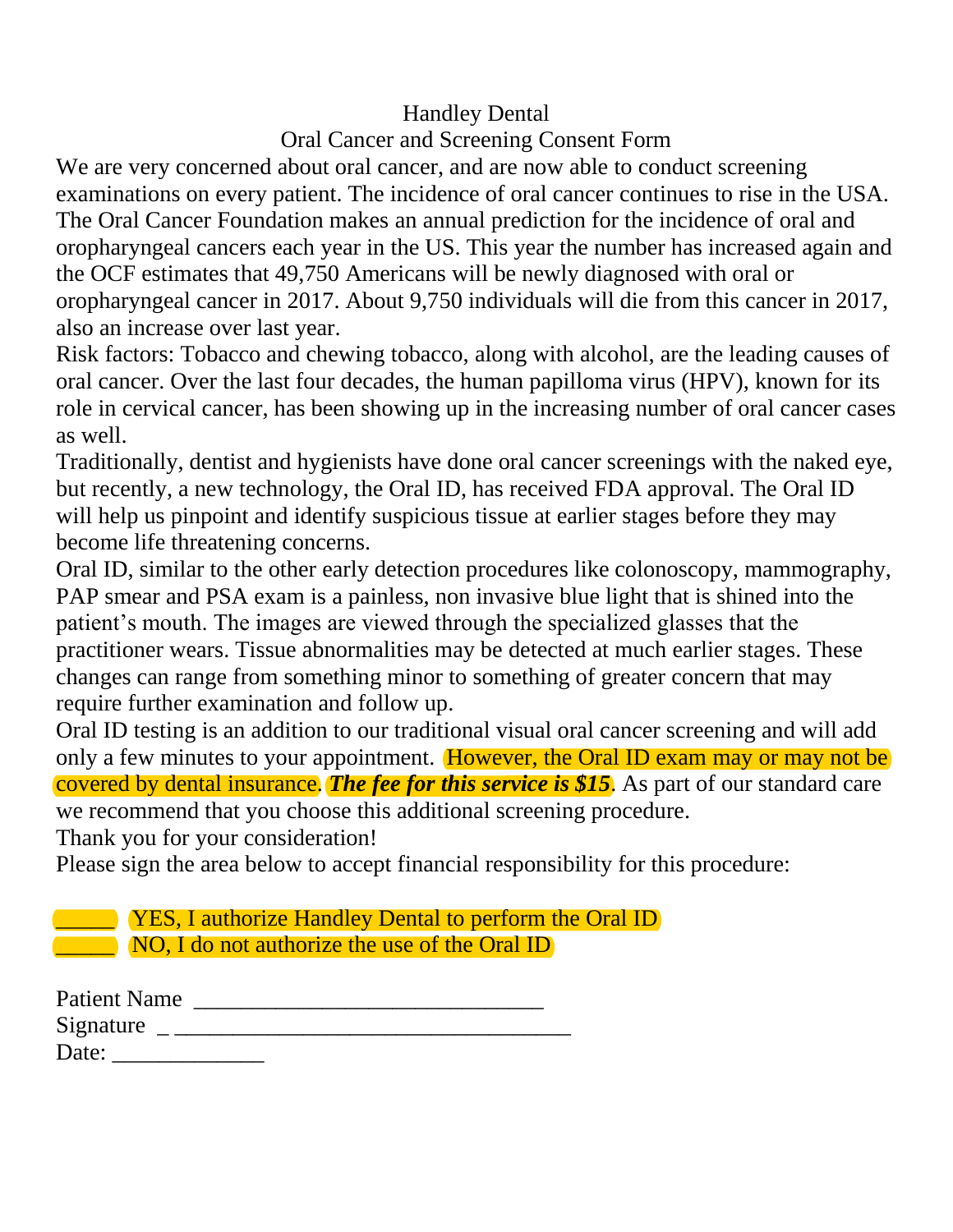# Handley Dental

## Oral Cancer and Screening Consent Form

We are very concerned about oral cancer, and are now able to conduct screening examinations on every patient. The incidence of oral cancer continues to rise in the USA. The Oral Cancer Foundation makes an annual prediction for the incidence of oral and oropharyngeal cancers each year in the US. This year the number has increased again and the OCF estimates that 49,750 Americans will be newly diagnosed with oral or oropharyngeal cancer in 2017. About 9,750 individuals will die from this cancer in 2017, also an increase over last year.

Risk factors: Tobacco and chewing tobacco, along with alcohol, are the leading causes of oral cancer. Over the last four decades, the human papilloma virus (HPV), known for its role in cervical cancer, has been showing up in the increasing number of oral cancer cases as well.

Traditionally, dentist and hygienists have done oral cancer screenings with the naked eye, but recently, a new technology, the Oral ID, has received FDA approval. The Oral ID will help us pinpoint and identify suspicious tissue at earlier stages before they may become life threatening concerns.

Oral ID, similar to the other early detection procedures like colonoscopy, mammography, PAP smear and PSA exam is a painless, non invasive blue light that is shined into the patient's mouth. The images are viewed through the specialized glasses that the practitioner wears. Tissue abnormalities may be detected at much earlier stages. These changes can range from something minor to something of greater concern that may require further examination and follow up.

Oral ID testing is an addition to our traditional visual oral cancer screening and will add only a few minutes to your appointment. However, the Oral ID exam may or may not be covered by dental insurance. ***The fee for this service is $15***. As part of our standard care we recommend that you choose this additional screening procedure.

Thank you for your consideration!

Please sign the area below to accept financial responsibility for this procedure:

_____ YES, I authorize Handley Dental to perform the Oral ID

_____ NO, I do not authorize the use of the Oral ID

Patient Name ______________________________

Signature _ ___________________________________

Date: _____________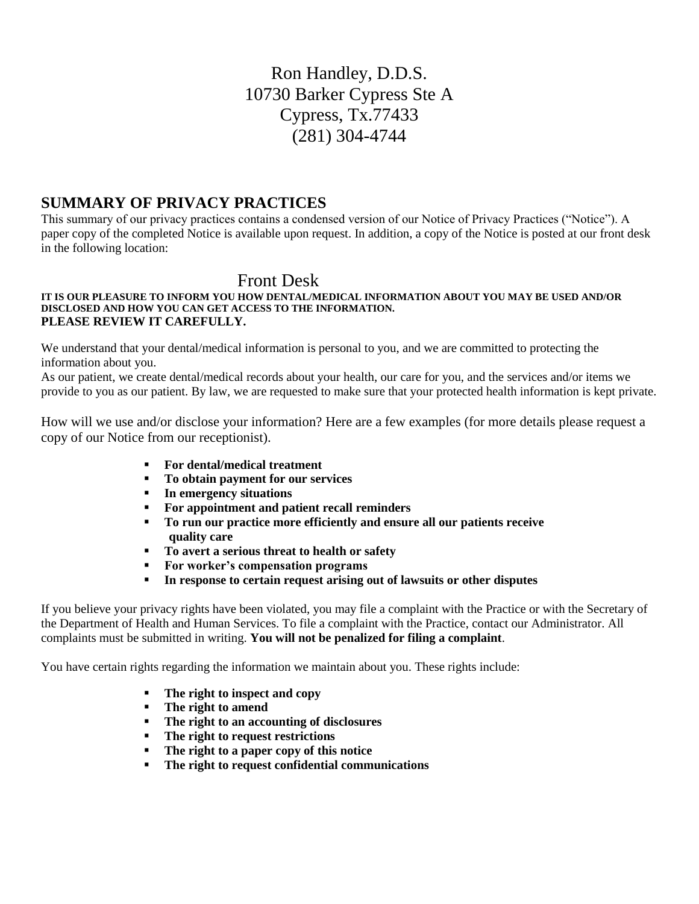Ron Handley, D.D.S.
10730 Barker Cypress Ste A
Cypress, Tx.77433
(281) 304-4744

## SUMMARY OF PRIVACY PRACTICES

This summary of our privacy practices contains a condensed version of our Notice of Privacy Practices ("Notice"). A paper copy of the completed Notice is available upon request. In addition, a copy of the Notice is posted at our front desk in the following location:

Front Desk

**IT IS OUR PLEASURE TO INFORM YOU HOW DENTAL/MEDICAL INFORMATION ABOUT YOU MAY BE USED AND/OR DISCLOSED AND HOW YOU CAN GET ACCESS TO THE INFORMATION.**
**PLEASE REVIEW IT CAREFULLY.**

We understand that your dental/medical information is personal to you, and we are committed to protecting the information about you.
As our patient, we create dental/medical records about your health, our care for you, and the services and/or items we provide to you as our patient. By law, we are requested to make sure that your protected health information is kept private.

How will we use and/or disclose your information? Here are a few examples (for more details please request a copy of our Notice from our receptionist).

- **For dental/medical treatment**
- **To obtain payment for our services**
- **In emergency situations**
- **For appointment and patient recall reminders**
- **To run our practice more efficiently and ensure all our patients receive quality care**
- **To avert a serious threat to health or safety**
- **For worker's compensation programs**
- **In response to certain request arising out of lawsuits or other disputes**

If you believe your privacy rights have been violated, you may file a complaint with the Practice or with the Secretary of the Department of Health and Human Services. To file a complaint with the Practice, contact our Administrator. All complaints must be submitted in writing. **You will not be penalized for filing a complaint**.

You have certain rights regarding the information we maintain about you. These rights include:

- **The right to inspect and copy**
- **The right to amend**
- **The right to an accounting of disclosures**
- **The right to request restrictions**
- **The right to a paper copy of this notice**
- **The right to request confidential communications**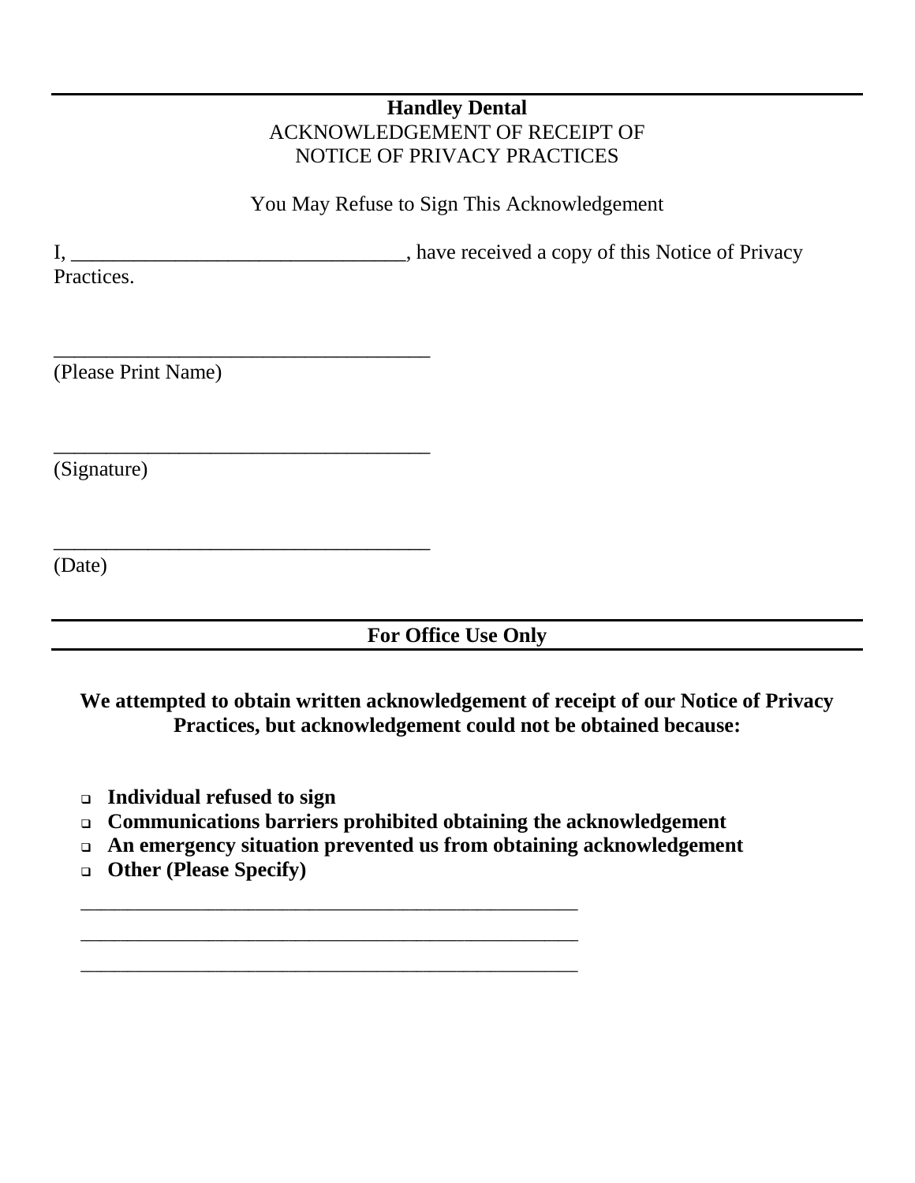**Handley Dental**
ACKNOWLEDGEMENT OF RECEIPT OF
NOTICE OF PRIVACY PRACTICES

You May Refuse to Sign This Acknowledgement

I, ________________________________, have received a copy of this Notice of Privacy Practices.

____________________________________
(Please Print Name)

____________________________________
(Signature)

____________________________________
(Date)

---

**For Office Use Only**

---

**We attempted to obtain written acknowledgement of receipt of our Notice of Privacy Practices, but acknowledgement could not be obtained because:**

- ❑ **Individual refused to sign**
- ❑ **Communications barriers prohibited obtaining the acknowledgement**
- ❑ **An emergency situation prevented us from obtaining acknowledgement**
- ❑ **Other (Please Specify)**

_________________________________________________
_________________________________________________
_________________________________________________